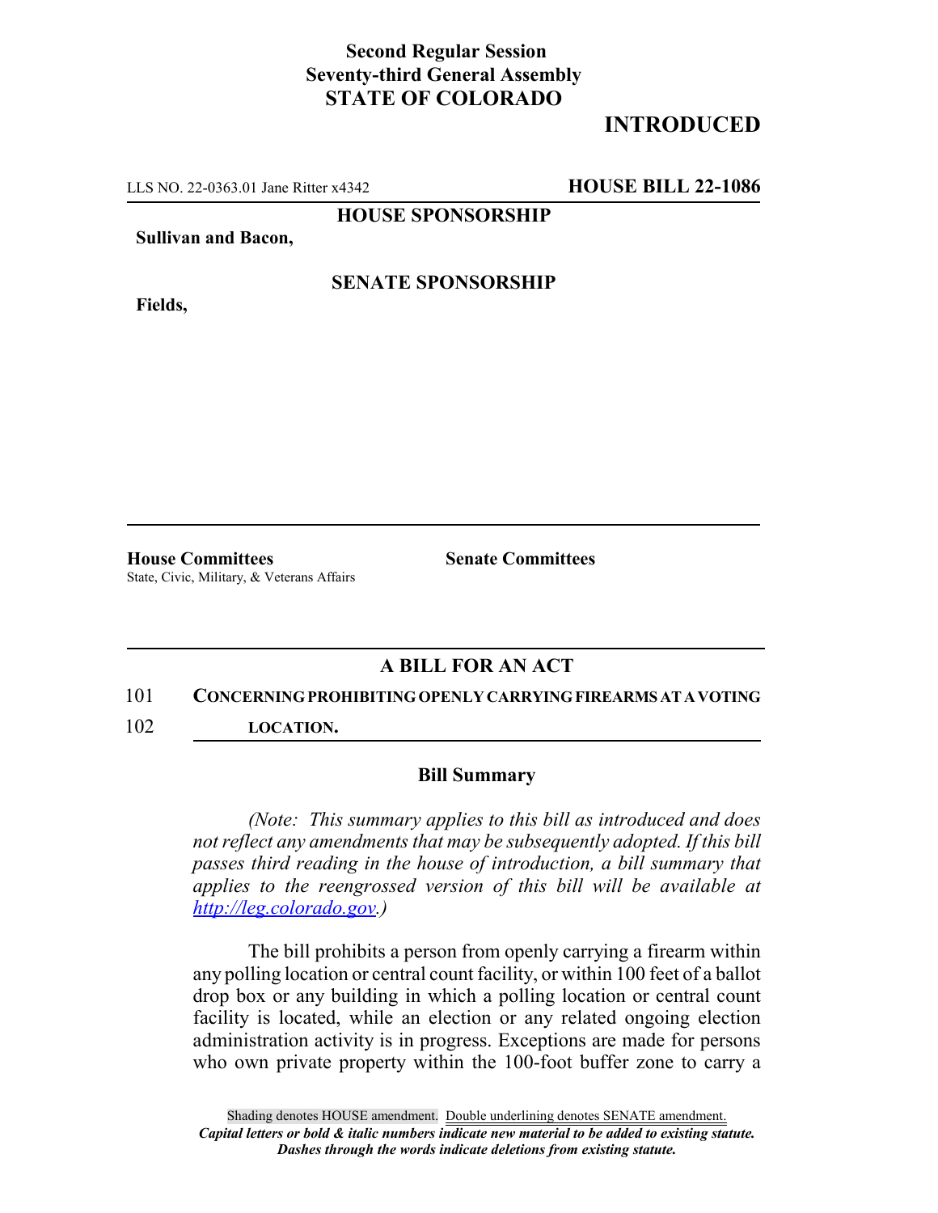**Second Regular Session**
**Seventy-third General Assembly**
**STATE OF COLORADO**

# INTRODUCTED

LLS NO. 22-0363.01 Jane Ritter x4342 **HOUSE BILL 22-1086**

**HOUSE SPONSORSHIP**

**Sullivan and Bacon,**

**SENATE SPONSORSHIP**

**Fields,**

**House Committees**
State, Civic, Military, & Veterans Affairs

**Senate Committees**

## A BILL FOR AN ACT

101 **CONCERNING PROHIBITING OPENLY CARRYING FIREARMS AT A VOTING**
102 **LOCATION.**

### Bill Summary

*(Note: This summary applies to this bill as introduced and does not reflect any amendments that may be subsequently adopted. If this bill passes third reading in the house of introduction, a bill summary that applies to the reengrossed version of this bill will be available at http://leg.colorado.gov.)*

The bill prohibits a person from openly carrying a firearm within any polling location or central count facility, or within 100 feet of a ballot drop box or any building in which a polling location or central count facility is located, while an election or any related ongoing election administration activity is in progress. Exceptions are made for persons who own private property within the 100-foot buffer zone to carry a

Shading denotes HOUSE amendment. Double underlining denotes SENATE amendment.
*Capital letters or bold & italic numbers indicate new material to be added to existing statute.*
*Dashes through the words indicate deletions from existing statute.*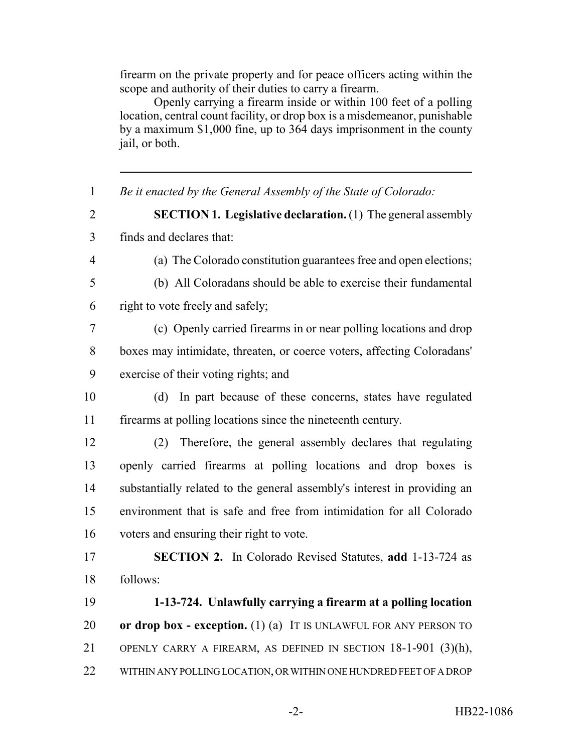firearm on the private property and for peace officers acting within the scope and authority of their duties to carry a firearm.

Openly carrying a firearm inside or within 100 feet of a polling location, central count facility, or drop box is a misdemeanor, punishable by a maximum $1,000 fine, up to 364 days imprisonment in the county jail, or both.

---

1 *Be it enacted by the General Assembly of the State of Colorado:*

2 **SECTION 1. Legislative declaration.** (1) The general assembly
3 finds and declares that:

4 (a) The Colorado constitution guarantees free and open elections;

5 (b) All Coloradans should be able to exercise their fundamental
6 right to vote freely and safely;

7 (c) Openly carried firearms in or near polling locations and drop
8 boxes may intimidate, threaten, or coerce voters, affecting Coloradans'
9 exercise of their voting rights; and

10 (d) In part because of these concerns, states have regulated
11 firearms at polling locations since the nineteenth century.

12 (2) Therefore, the general assembly declares that regulating
13 openly carried firearms at polling locations and drop boxes is
14 substantially related to the general assembly's interest in providing an
15 environment that is safe and free from intimidation for all Colorado
16 voters and ensuring their right to vote.

17 **SECTION 2.** In Colorado Revised Statutes, **add** 1-13-724 as
18 follows:

19 **1-13-724. Unlawfully carrying a firearm at a polling location**
20 **or drop box - exception.** (1) (a) IT IS UNLAWFUL FOR ANY PERSON TO
21 OPENLY CARRY A FIREARM, AS DEFINED IN SECTION 18-1-901 (3)(h),
22 WITHIN ANY POLLING LOCATION, OR WITHIN ONE HUNDRED FEET OF A DROP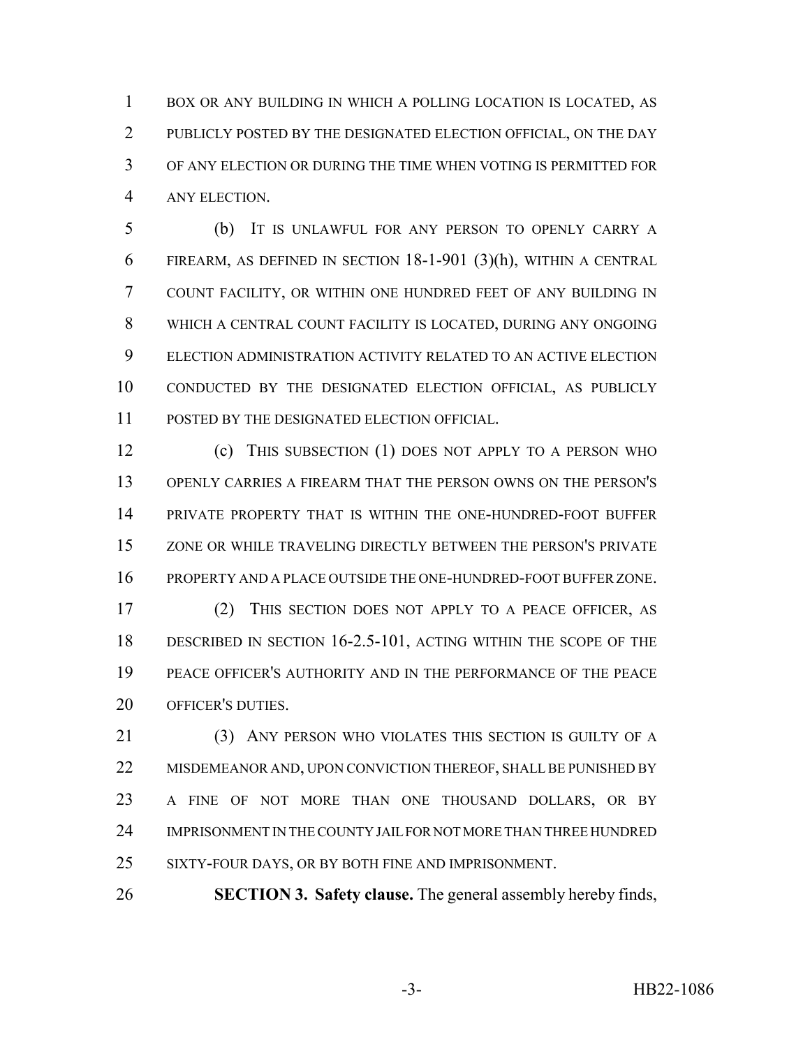BOX OR ANY BUILDING IN WHICH A POLLING LOCATION IS LOCATED, AS PUBLICLY POSTED BY THE DESIGNATED ELECTION OFFICIAL, ON THE DAY OF ANY ELECTION OR DURING THE TIME WHEN VOTING IS PERMITTED FOR ANY ELECTION.

(b) IT IS UNLAWFUL FOR ANY PERSON TO OPENLY CARRY A FIREARM, AS DEFINED IN SECTION 18-1-901 (3)(h), WITHIN A CENTRAL COUNT FACILITY, OR WITHIN ONE HUNDRED FEET OF ANY BUILDING IN WHICH A CENTRAL COUNT FACILITY IS LOCATED, DURING ANY ONGOING ELECTION ADMINISTRATION ACTIVITY RELATED TO AN ACTIVE ELECTION CONDUCTED BY THE DESIGNATED ELECTION OFFICIAL, AS PUBLICLY POSTED BY THE DESIGNATED ELECTION OFFICIAL.

(c) THIS SUBSECTION (1) DOES NOT APPLY TO A PERSON WHO OPENLY CARRIES A FIREARM THAT THE PERSON OWNS ON THE PERSON'S PRIVATE PROPERTY THAT IS WITHIN THE ONE-HUNDRED-FOOT BUFFER ZONE OR WHILE TRAVELING DIRECTLY BETWEEN THE PERSON'S PRIVATE PROPERTY AND A PLACE OUTSIDE THE ONE-HUNDRED-FOOT BUFFER ZONE.

(2) THIS SECTION DOES NOT APPLY TO A PEACE OFFICER, AS DESCRIBED IN SECTION 16-2.5-101, ACTING WITHIN THE SCOPE OF THE PEACE OFFICER'S AUTHORITY AND IN THE PERFORMANCE OF THE PEACE OFFICER'S DUTIES.

(3) ANY PERSON WHO VIOLATES THIS SECTION IS GUILTY OF A MISDEMEANOR AND, UPON CONVICTION THEREOF, SHALL BE PUNISHED BY A FINE OF NOT MORE THAN ONE THOUSAND DOLLARS, OR BY IMPRISONMENT IN THE COUNTY JAIL FOR NOT MORE THAN THREE HUNDRED SIXTY-FOUR DAYS, OR BY BOTH FINE AND IMPRISONMENT.

**SECTION 3. Safety clause.** The general assembly hereby finds,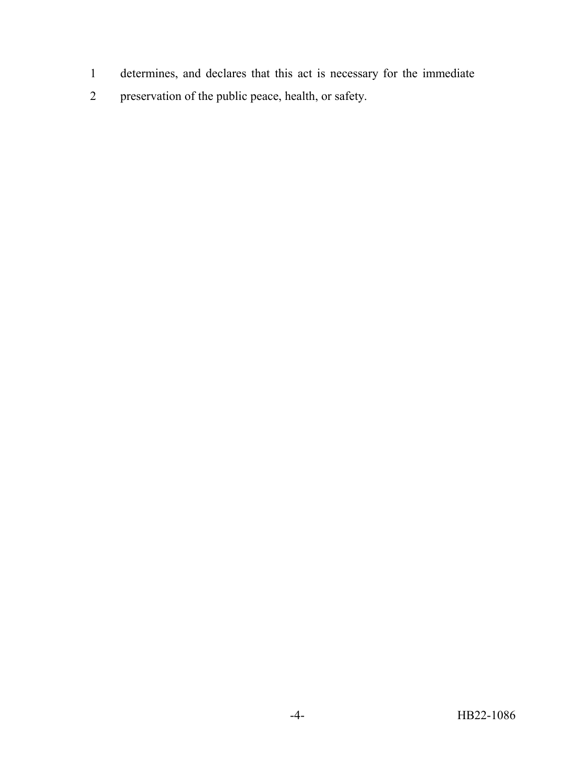determines, and declares that this act is necessary for the immediate preservation of the public peace, health, or safety.